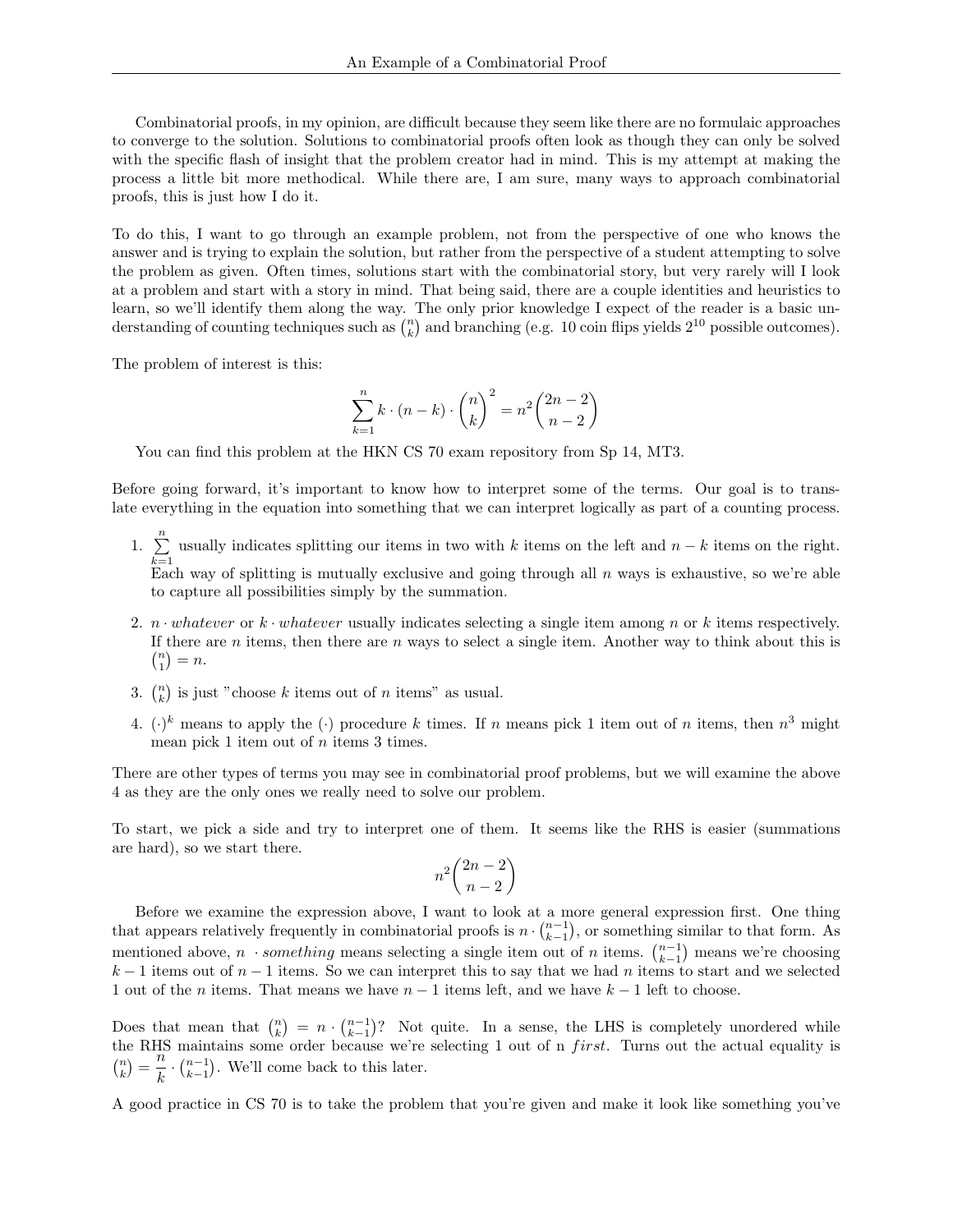Combinatorial proofs, in my opinion, are difficult because they seem like there are no formulaic approaches to converge to the solution. Solutions to combinatorial proofs often look as though they can only be solved with the specific flash of insight that the problem creator had in mind. This is my attempt at making the process a little bit more methodical. While there are, I am sure, many ways to approach combinatorial proofs, this is just how I do it.

To do this, I want to go through an example problem, not from the perspective of one who knows the answer and is trying to explain the solution, but rather from the perspective of a student attempting to solve the problem as given. Often times, solutions start with the combinatorial story, but very rarely will I look at a problem and start with a story in mind. That being said, there are a couple identities and heuristics to learn, so we'll identify them along the way. The only prior knowledge I expect of the reader is a basic understanding of counting techniques such as $\binom{n}{k}$ and branching (e.g. 10 coin flips yields $2^{10}$ possible outcomes).

The problem of interest is this:

$$\sum_{k=1}^{n} k \cdot (n-k) \cdot \binom{n}{k}^2 = n^2 \binom{2n-2}{n-2}$$

You can find this problem at the HKN CS 70 exam repository from Sp 14, MT3.

Before going forward, it's important to know how to interpret some of the terms. Our goal is to translate everything in the equation into something that we can interpret logically as part of a counting process.

1. $\sum_{k=1}^{n}$ usually indicates splitting our items in two with $k$ items on the left and $n-k$ items on the right. Each way of splitting is mutually exclusive and going through all $n$ ways is exhaustive, so we're able to capture all possibilities simply by the summation.
2. $n \cdot whatever$ or $k \cdot whatever$ usually indicates selecting a single item among $n$ or $k$ items respectively. If there are $n$ items, then there are $n$ ways to select a single item. Another way to think about this is $\binom{n}{1} = n$.
3. $\binom{n}{k}$ is just "choose $k$ items out of $n$ items" as usual.
4. $(\cdot)^k$ means to apply the $(\cdot)$ procedure $k$ times. If $n$ means pick 1 item out of $n$ items, then $n^3$ might mean pick 1 item out of $n$ items 3 times.

There are other types of terms you may see in combinatorial proof problems, but we will examine the above 4 as they are the only ones we really need to solve our problem.

To start, we pick a side and try to interpret one of them. It seems like the RHS is easier (summations are hard), so we start there.

$$n^2 \binom{2n-2}{n-2}$$

Before we examine the expression above, I want to look at a more general expression first. One thing that appears relatively frequently in combinatorial proofs is $n \cdot \binom{n-1}{k-1}$, or something similar to that form. As mentioned above, $n \cdot something$ means selecting a single item out of $n$ items. $\binom{n-1}{k-1}$ means we're choosing $k-1$ items out of $n-1$ items. So we can interpret this to say that we had $n$ items to start and we selected 1 out of the $n$ items. That means we have $n-1$ items left, and we have $k-1$ left to choose.

Does that mean that $\binom{n}{k} = n \cdot \binom{n-1}{k-1}$? Not quite. In a sense, the LHS is completely unordered while the RHS maintains some order because we're selecting 1 out of n *first*. Turns out the actual equality is $\binom{n}{k} = \frac{n}{k} \cdot \binom{n-1}{k-1}$. We'll come back to this later.

A good practice in CS 70 is to take the problem that you're given and make it look like something you've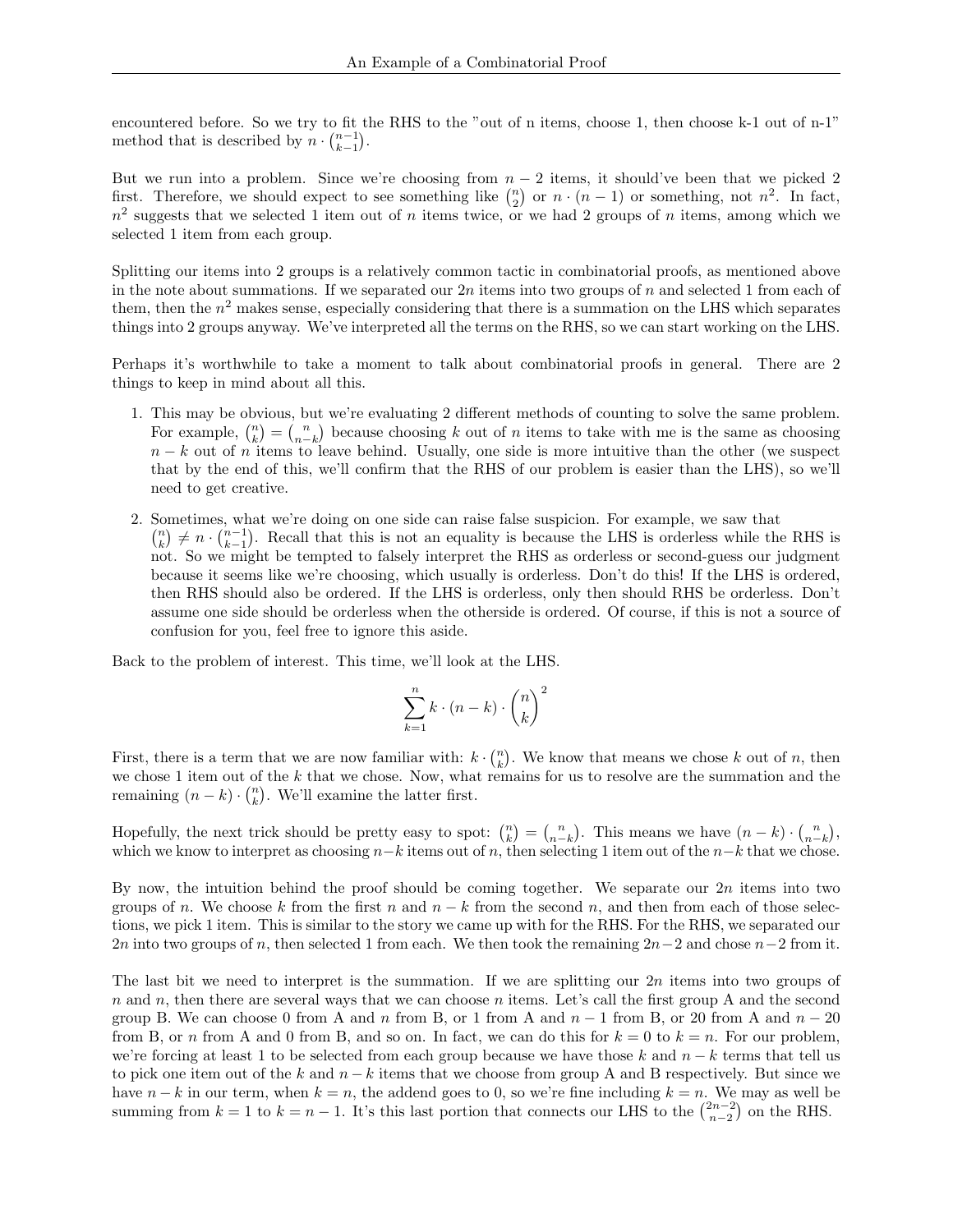encountered before. So we try to fit the RHS to the "out of n items, choose 1, then choose k-1 out of n-1" method that is described by $n \cdot \binom{n-1}{k-1}$.

But we run into a problem. Since we're choosing from $n-2$ items, it should've been that we picked 2 first. Therefore, we should expect to see something like $\binom{n}{2}$ or $n \cdot (n-1)$ or something, not $n^2$. In fact, $n^2$ suggests that we selected 1 item out of $n$ items twice, or we had 2 groups of $n$ items, among which we selected 1 item from each group.

Splitting our items into 2 groups is a relatively common tactic in combinatorial proofs, as mentioned above in the note about summations. If we separated our $2n$ items into two groups of $n$ and selected 1 from each of them, then the $n^2$ makes sense, especially considering that there is a summation on the LHS which separates things into 2 groups anyway. We've interpreted all the terms on the RHS, so we can start working on the LHS.

Perhaps it's worthwhile to take a moment to talk about combinatorial proofs in general. There are 2 things to keep in mind about all this.

1. This may be obvious, but we're evaluating 2 different methods of counting to solve the same problem. For example, $\binom{n}{k} = \binom{n}{n-k}$ because choosing $k$ out of $n$ items to take with me is the same as choosing $n-k$ out of $n$ items to leave behind. Usually, one side is more intuitive than the other (we suspect that by the end of this, we'll confirm that the RHS of our problem is easier than the LHS), so we'll need to get creative.

2. Sometimes, what we're doing on one side can raise false suspicion. For example, we saw that $\binom{n}{k} \neq n \cdot \binom{n-1}{k-1}$. Recall that this is not an equality is because the LHS is orderless while the RHS is not. So we might be tempted to falsely interpret the RHS as orderless or second-guess our judgment because it seems like we're choosing, which usually is orderless. Don't do this! If the LHS is ordered, then RHS should also be ordered. If the LHS is orderless, only then should RHS be orderless. Don't assume one side should be orderless when the otherside is ordered. Of course, if this is not a source of confusion for you, feel free to ignore this aside.

Back to the problem of interest. This time, we'll look at the LHS.

$$\sum_{k=1}^{n} k \cdot (n-k) \cdot \binom{n}{k}^2$$

First, there is a term that we are now familiar with: $k \cdot \binom{n}{k}$. We know that means we chose $k$ out of $n$, then we chose 1 item out of the $k$ that we chose. Now, what remains for us to resolve are the summation and the remaining $(n-k) \cdot \binom{n}{k}$. We'll examine the latter first.

Hopefully, the next trick should be pretty easy to spot: $\binom{n}{k} = \binom{n}{n-k}$. This means we have $(n-k) \cdot \binom{n}{n-k}$, which we know to interpret as choosing $n-k$ items out of $n$, then selecting 1 item out of the $n-k$ that we chose.

By now, the intuition behind the proof should be coming together. We separate our $2n$ items into two groups of $n$. We choose $k$ from the first $n$ and $n-k$ from the second $n$, and then from each of those selections, we pick 1 item. This is similar to the story we came up with for the RHS. For the RHS, we separated our $2n$ into two groups of $n$, then selected 1 from each. We then took the remaining $2n-2$ and chose $n-2$ from it.

The last bit we need to interpret is the summation. If we are splitting our $2n$ items into two groups of $n$ and $n$, then there are several ways that we can choose $n$ items. Let's call the first group A and the second group B. We can choose 0 from A and $n$ from B, or 1 from A and $n-1$ from B, or 20 from A and $n-20$ from B, or $n$ from A and 0 from B, and so on. In fact, we can do this for $k=0$ to $k=n$. For our problem, we're forcing at least 1 to be selected from each group because we have those $k$ and $n-k$ terms that tell us to pick one item out of the $k$ and $n-k$ items that we choose from group A and B respectively. But since we have $n-k$ in our term, when $k=n$, the addend goes to 0, so we're fine including $k=n$. We may as well be summing from $k=1$ to $k=n-1$. It's this last portion that connects our LHS to the $\binom{2n-2}{n-2}$ on the RHS.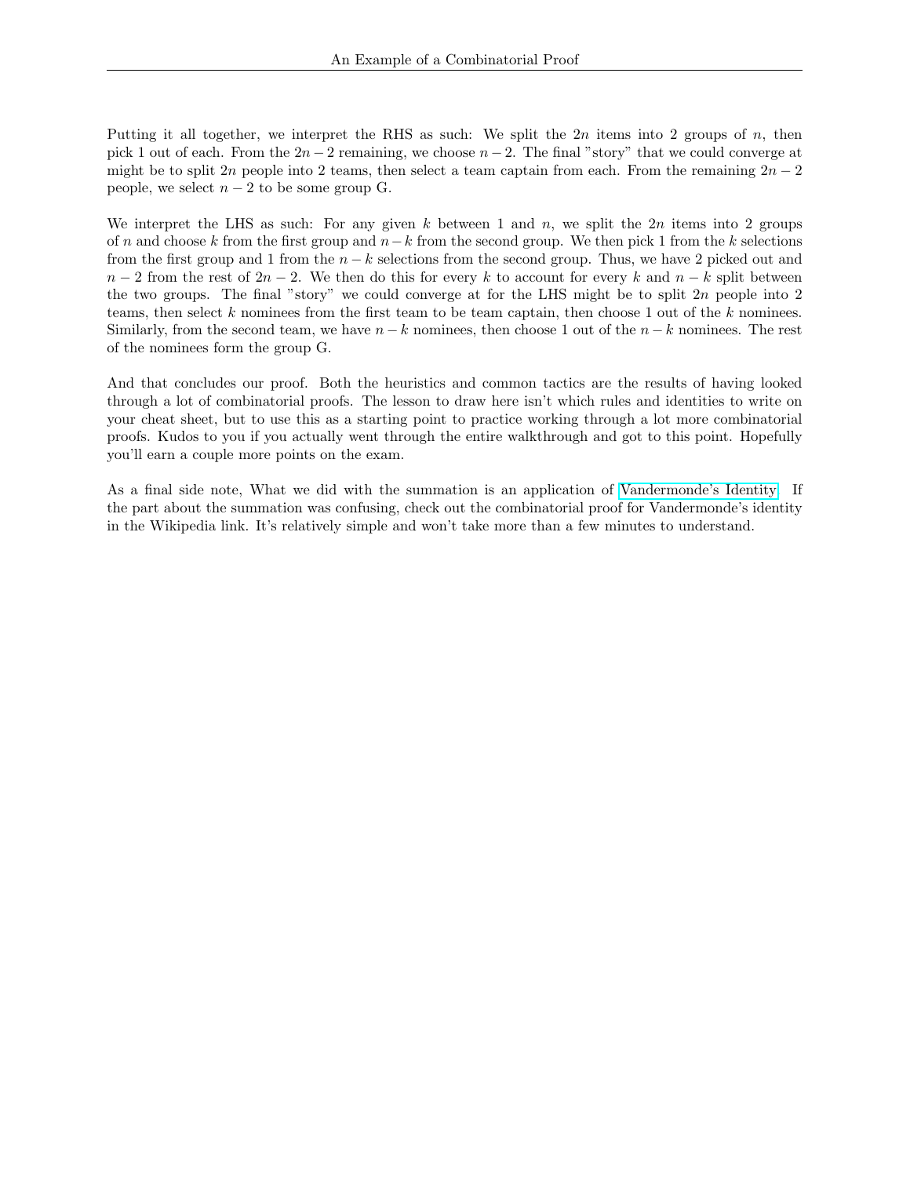Putting it all together, we interpret the RHS as such: We split the $2n$ items into 2 groups of $n$, then pick 1 out of each. From the $2n-2$ remaining, we choose $n-2$. The final "story" that we could converge at might be to split $2n$ people into 2 teams, then select a team captain from each. From the remaining $2n-2$ people, we select $n-2$ to be some group G.

We interpret the LHS as such: For any given $k$ between 1 and $n$, we split the $2n$ items into 2 groups of $n$ and choose $k$ from the first group and $n-k$ from the second group. We then pick 1 from the $k$ selections from the first group and 1 from the $n-k$ selections from the second group. Thus, we have 2 picked out and $n-2$ from the rest of $2n-2$. We then do this for every $k$ to account for every $k$ and $n-k$ split between the two groups. The final "story" we could converge at for the LHS might be to split $2n$ people into 2 teams, then select $k$ nominees from the first team to be team captain, then choose 1 out of the $k$ nominees. Similarly, from the second team, we have $n-k$ nominees, then choose 1 out of the $n-k$ nominees. The rest of the nominees form the group G.

And that concludes our proof. Both the heuristics and common tactics are the results of having looked through a lot of combinatorial proofs. The lesson to draw here isn't which rules and identities to write on your cheat sheet, but to use this as a starting point to practice working through a lot more combinatorial proofs. Kudos to you if you actually went through the entire walkthrough and got to this point. Hopefully you'll earn a couple more points on the exam.

As a final side note, What we did with the summation is an application of Vandermonde's Identity. If the part about the summation was confusing, check out the combinatorial proof for Vandermonde's identity in the Wikipedia link. It's relatively simple and won't take more than a few minutes to understand.